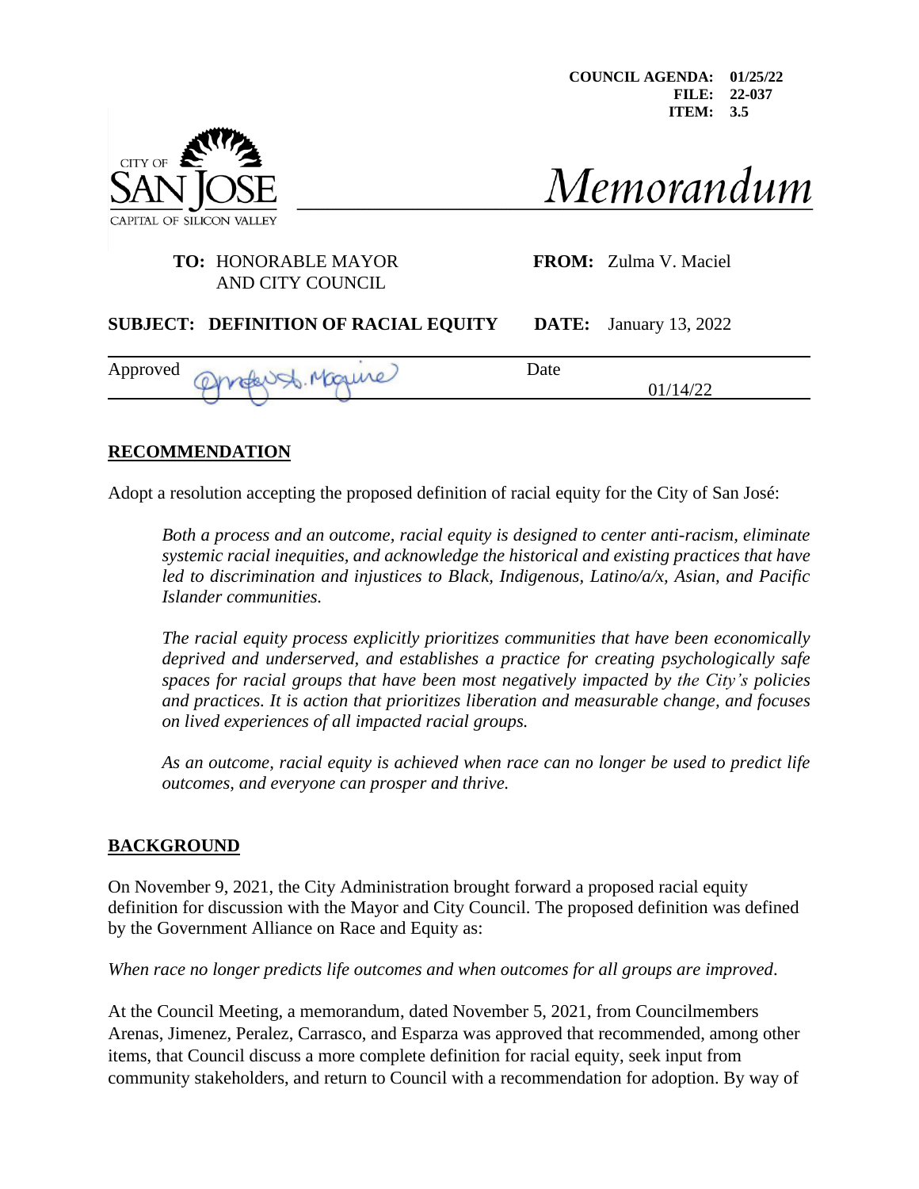COUNCIL AGENDA: 01/25/22
FILE: 22-037
ITEM: 3.5

CITY OF SAN JOSE
CAPITAL OF SILICON VALLEY

# Memorandum

**TO:** HONORABLE MAYOR AND CITY COUNCIL

**FROM:** Zulma V. Maciel

**SUBJECT: DEFINITION OF RACIAL EQUITY**

**DATE:** January 13, 2022

Approved: Angel Rios Jr. for Jennifer A. Maguire

Date: 01/14/22

## RECOMMENDATION

Adopt a resolution accepting the proposed definition of racial equity for the City of San José:

> *Both a process and an outcome, racial equity is designed to center anti-racism, eliminate systemic racial inequities, and acknowledge the historical and existing practices that have led to discrimination and injustices to Black, Indigenous, Latino/a/x, Asian, and Pacific Islander communities.*
>
> *The racial equity process explicitly prioritizes communities that have been economically deprived and underserved, and establishes a practice for creating psychologically safe spaces for racial groups that have been most negatively impacted by the City's policies and practices. It is action that prioritizes liberation and measurable change, and focuses on lived experiences of all impacted racial groups.*
>
> *As an outcome, racial equity is achieved when race can no longer be used to predict life outcomes, and everyone can prosper and thrive.*

## BACKGROUND

On November 9, 2021, the City Administration brought forward a proposed racial equity definition for discussion with the Mayor and City Council. The proposed definition was defined by the Government Alliance on Race and Equity as:

*When race no longer predicts life outcomes and when outcomes for all groups are improved.*

At the Council Meeting, a memorandum, dated November 5, 2021, from Councilmembers Arenas, Jimenez, Peralez, Carrasco, and Esparza was approved that recommended, among other items, that Council discuss a more complete definition for racial equity, seek input from community stakeholders, and return to Council with a recommendation for adoption. By way of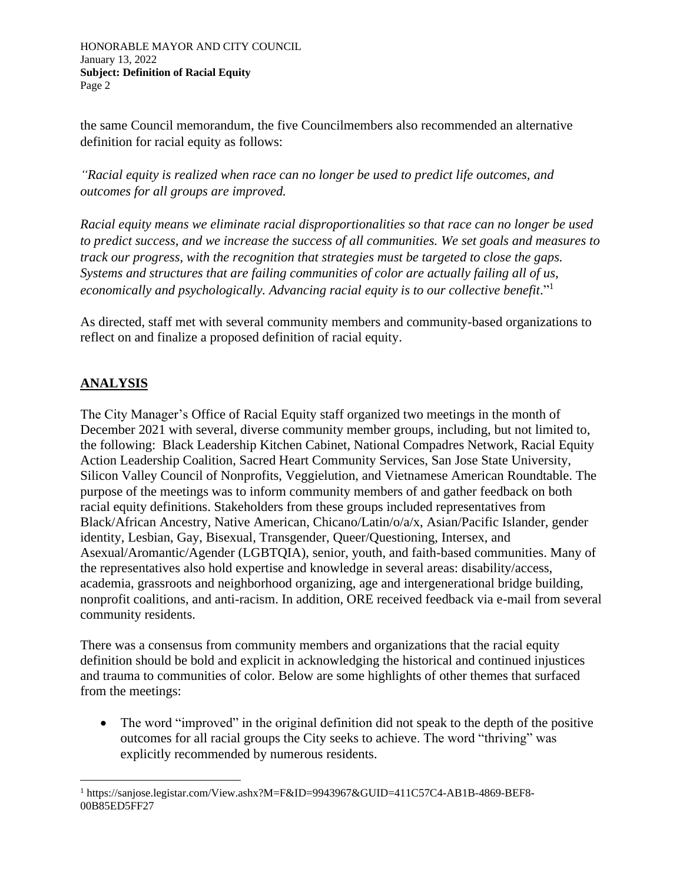the same Council memorandum, the five Councilmembers also recommended an alternative definition for racial equity as follows:

*"Racial equity is realized when race can no longer be used to predict life outcomes, and outcomes for all groups are improved.*

*Racial equity means we eliminate racial disproportionalities so that race can no longer be used to predict success, and we increase the success of all communities. We set goals and measures to track our progress, with the recognition that strategies must be targeted to close the gaps. Systems and structures that are failing communities of color are actually failing all of us, economically and psychologically. Advancing racial equity is to our collective benefit*."[1]

As directed, staff met with several community members and community-based organizations to reflect on and finalize a proposed definition of racial equity.

## ANALYSIS

The City Manager's Office of Racial Equity staff organized two meetings in the month of December 2021 with several, diverse community member groups, including, but not limited to, the following: Black Leadership Kitchen Cabinet, National Compadres Network, Racial Equity Action Leadership Coalition, Sacred Heart Community Services, San Jose State University, Silicon Valley Council of Nonprofits, Veggielution, and Vietnamese American Roundtable. The purpose of the meetings was to inform community members of and gather feedback on both racial equity definitions. Stakeholders from these groups included representatives from Black/African Ancestry, Native American, Chicano/Latin/o/a/x, Asian/Pacific Islander, gender identity, Lesbian, Gay, Bisexual, Transgender, Queer/Questioning, Intersex, and Asexual/Aromantic/Agender (LGBTQIA), senior, youth, and faith-based communities. Many of the representatives also hold expertise and knowledge in several areas: disability/access, academia, grassroots and neighborhood organizing, age and intergenerational bridge building, nonprofit coalitions, and anti-racism. In addition, ORE received feedback via e-mail from several community residents.

There was a consensus from community members and organizations that the racial equity definition should be bold and explicit in acknowledging the historical and continued injustices and trauma to communities of color. Below are some highlights of other themes that surfaced from the meetings:

- The word "improved" in the original definition did not speak to the depth of the positive outcomes for all racial groups the City seeks to achieve. The word "thriving" was explicitly recommended by numerous residents.

[1] https://sanjose.legistar.com/View.ashx?M=F&ID=9943967&GUID=411C57C4-AB1B-4869-BEF8-00B85ED5FF27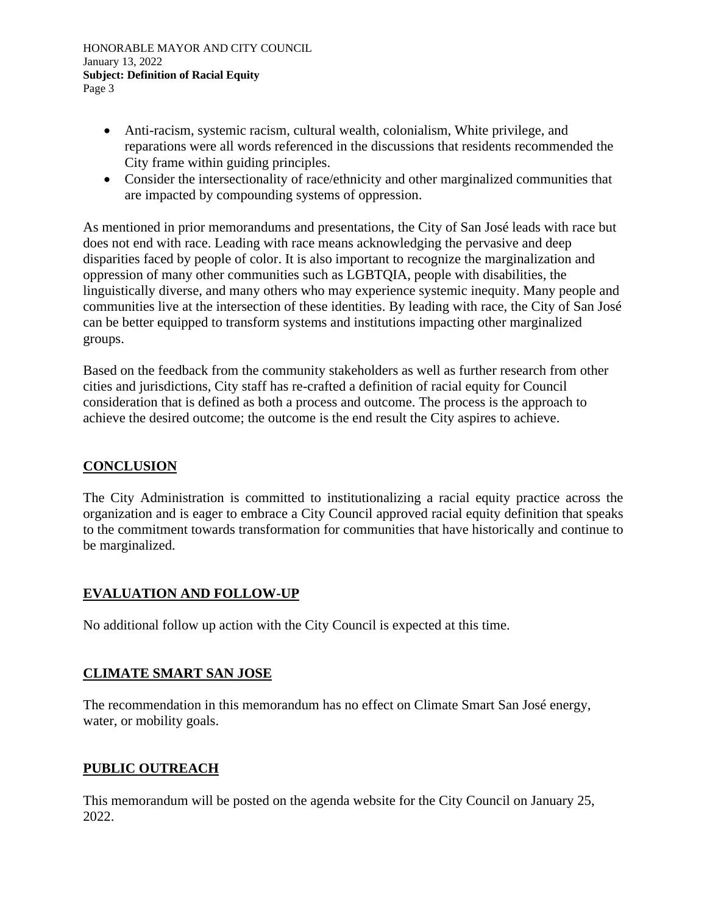- Anti-racism, systemic racism, cultural wealth, colonialism, White privilege, and reparations were all words referenced in the discussions that residents recommended the City frame within guiding principles.
- Consider the intersectionality of race/ethnicity and other marginalized communities that are impacted by compounding systems of oppression.

As mentioned in prior memorandums and presentations, the City of San José leads with race but does not end with race. Leading with race means acknowledging the pervasive and deep disparities faced by people of color. It is also important to recognize the marginalization and oppression of many other communities such as LGBTQIA, people with disabilities, the linguistically diverse, and many others who may experience systemic inequity. Many people and communities live at the intersection of these identities. By leading with race, the City of San José can be better equipped to transform systems and institutions impacting other marginalized groups.

Based on the feedback from the community stakeholders as well as further research from other cities and jurisdictions, City staff has re-crafted a definition of racial equity for Council consideration that is defined as both a process and outcome. The process is the approach to achieve the desired outcome; the outcome is the end result the City aspires to achieve.

## CONCLUSION

The City Administration is committed to institutionalizing a racial equity practice across the organization and is eager to embrace a City Council approved racial equity definition that speaks to the commitment towards transformation for communities that have historically and continue to be marginalized.

## EVALUATION AND FOLLOW-UP

No additional follow up action with the City Council is expected at this time.

## CLIMATE SMART SAN JOSE

The recommendation in this memorandum has no effect on Climate Smart San José energy, water, or mobility goals.

## PUBLIC OUTREACH

This memorandum will be posted on the agenda website for the City Council on January 25, 2022.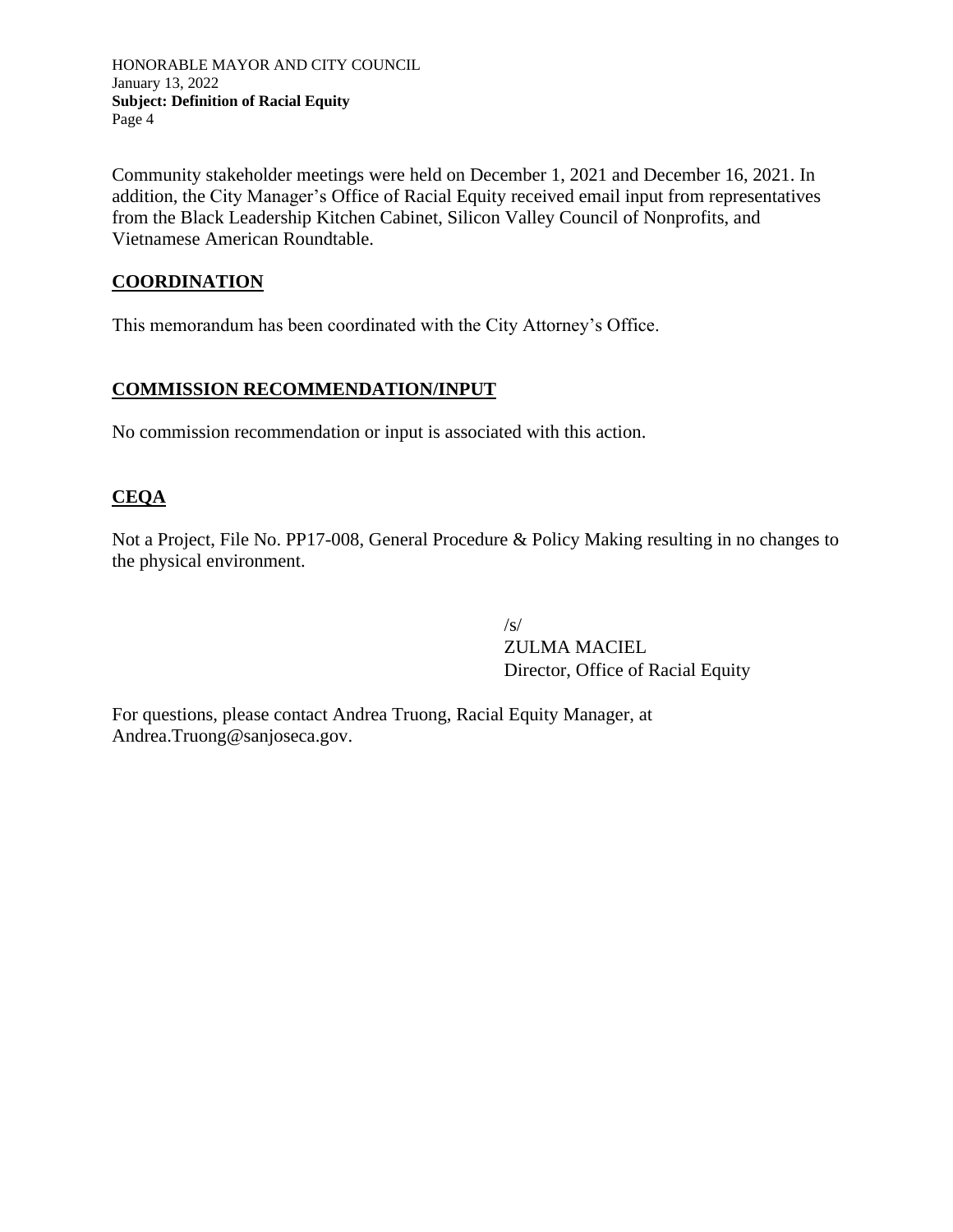Community stakeholder meetings were held on December 1, 2021 and December 16, 2021. In addition, the City Manager's Office of Racial Equity received email input from representatives from the Black Leadership Kitchen Cabinet, Silicon Valley Council of Nonprofits, and Vietnamese American Roundtable.

## COORDINATION

This memorandum has been coordinated with the City Attorney's Office.

## COMMISSION RECOMMENDATION/INPUT

No commission recommendation or input is associated with this action.

## CEQA

Not a Project, File No. PP17-008, General Procedure & Policy Making resulting in no changes to the physical environment.

/s/
ZULMA MACIEL
Director, Office of Racial Equity

For questions, please contact Andrea Truong, Racial Equity Manager, at Andrea.Truong@sanjoseca.gov.